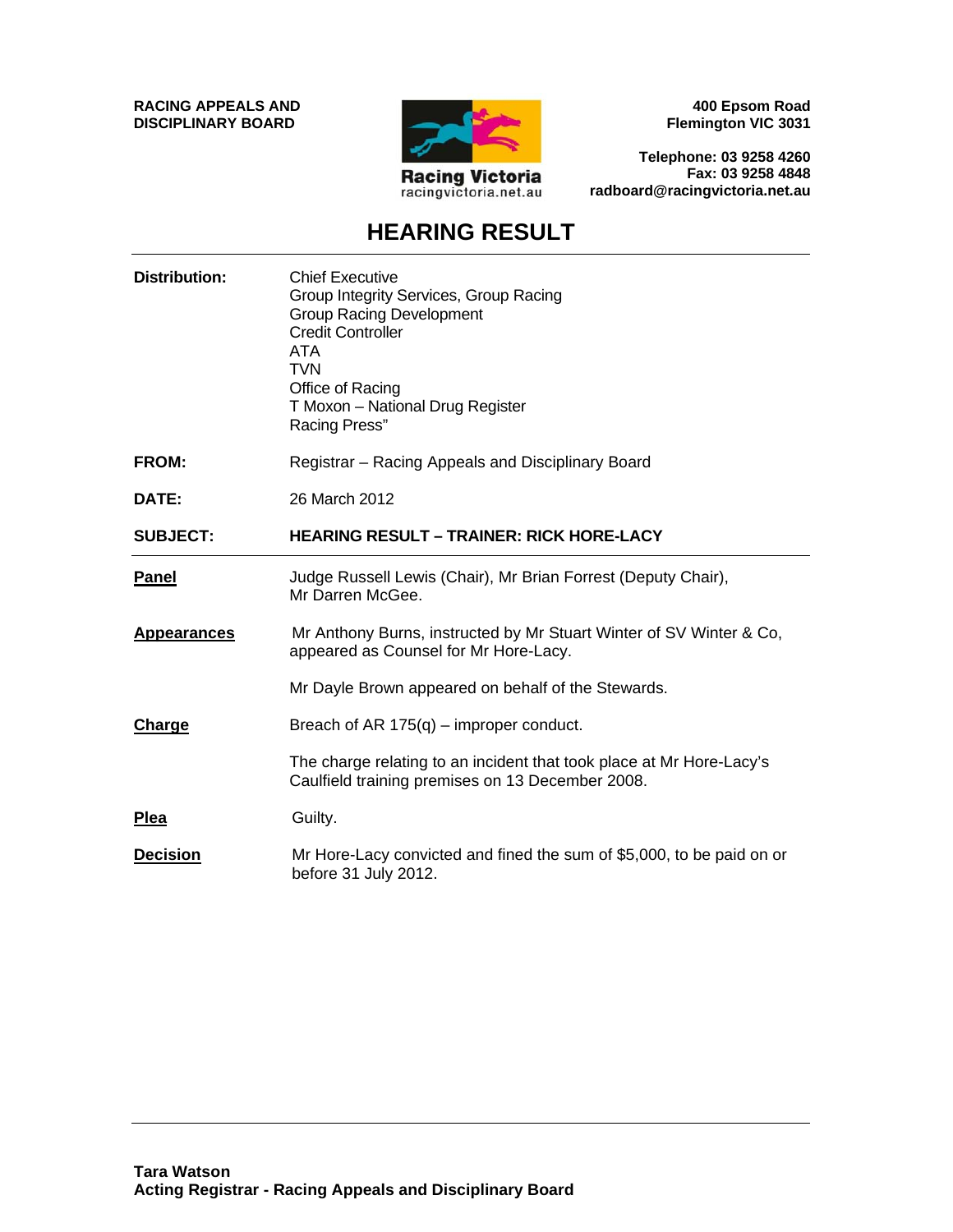**RACING APPEALS AND DISCIPLINARY BOARD**

Racing Victoria
racingvictoria.net.au

**400 Epsom Road**
**Flemington VIC 3031**

**Telephone: 03 9258 4260**
**Fax: 03 9258 4848**
**radboard@racingvictoria.net.au**

# HEARING RESULT

**Distribution:**
Chief Executive
Group Integrity Services, Group Racing
Group Racing Development
Credit Controller
ATA
TVN
Office of Racing
T Moxon – National Drug Register
Racing Press"

**FROM:** Registrar – Racing Appeals and Disciplinary Board

**DATE:** 26 March 2012

**SUBJECT:** **HEARING RESULT – TRAINER: RICK HORE-LACY**

---

**Panel**
Judge Russell Lewis (Chair), Mr Brian Forrest (Deputy Chair), Mr Darren McGee.

**Appearances**
Mr Anthony Burns, instructed by Mr Stuart Winter of SV Winter & Co, appeared as Counsel for Mr Hore-Lacy.

Mr Dayle Brown appeared on behalf of the Stewards.

**Charge**
Breach of AR 175(q) – improper conduct.

The charge relating to an incident that took place at Mr Hore-Lacy's Caulfield training premises on 13 December 2008.

**Plea**
Guilty.

**Decision**
Mr Hore-Lacy convicted and fined the sum of $5,000, to be paid on or before 31 July 2012.

---

**Tara Watson**
**Acting Registrar - Racing Appeals and Disciplinary Board**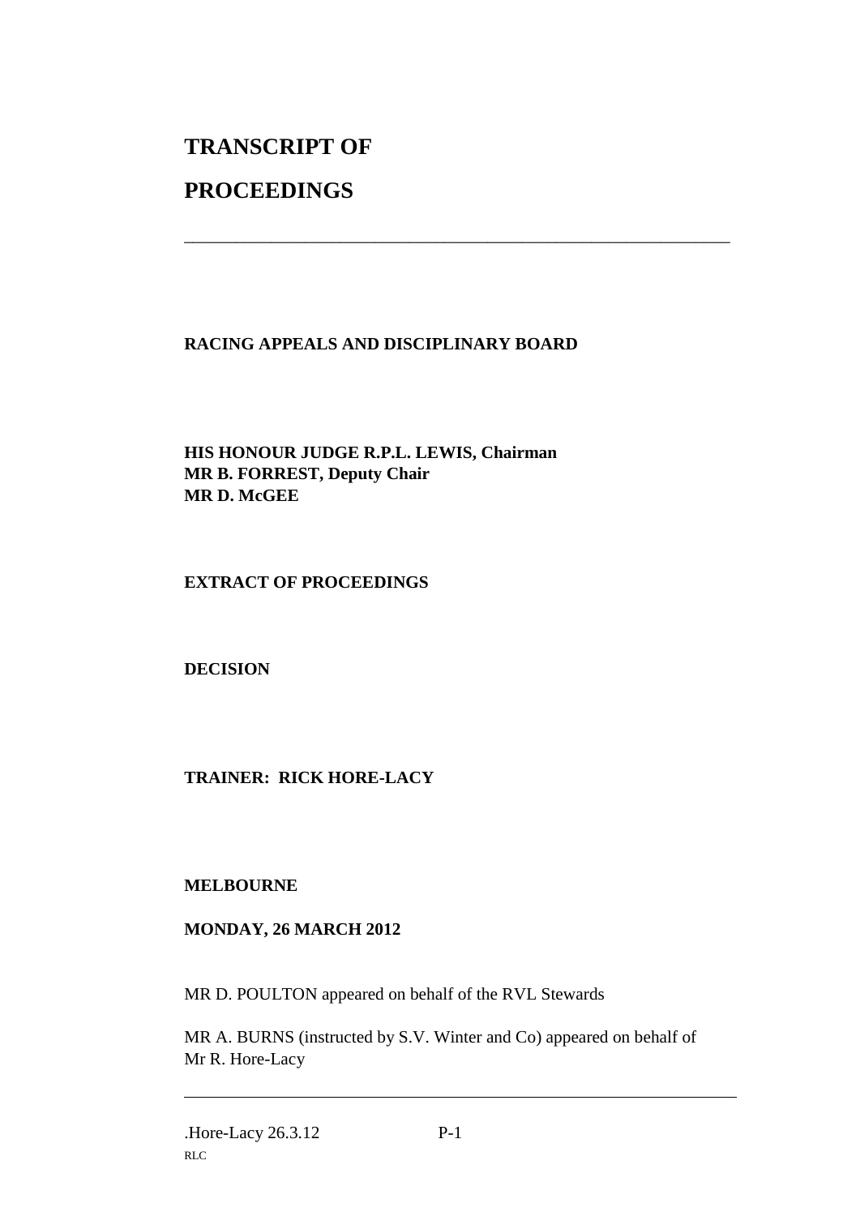# TRANSCRIPT OF PROCEEDINGS

---

**RACING APPEALS AND DISCIPLINARY BOARD**

**HIS HONOUR JUDGE R.P.L. LEWIS, Chairman**
**MR B. FORREST, Deputy Chair**
**MR D. McGEE**

**EXTRACT OF PROCEEDINGS**

**DECISION**

**TRAINER: RICK HORE-LACY**

**MELBOURNE**

**MONDAY, 26 MARCH 2012**

MR D. POULTON appeared on behalf of the RVL Stewards

MR A. BURNS (instructed by S.V. Winter and Co) appeared on behalf of Mr R. Hore-Lacy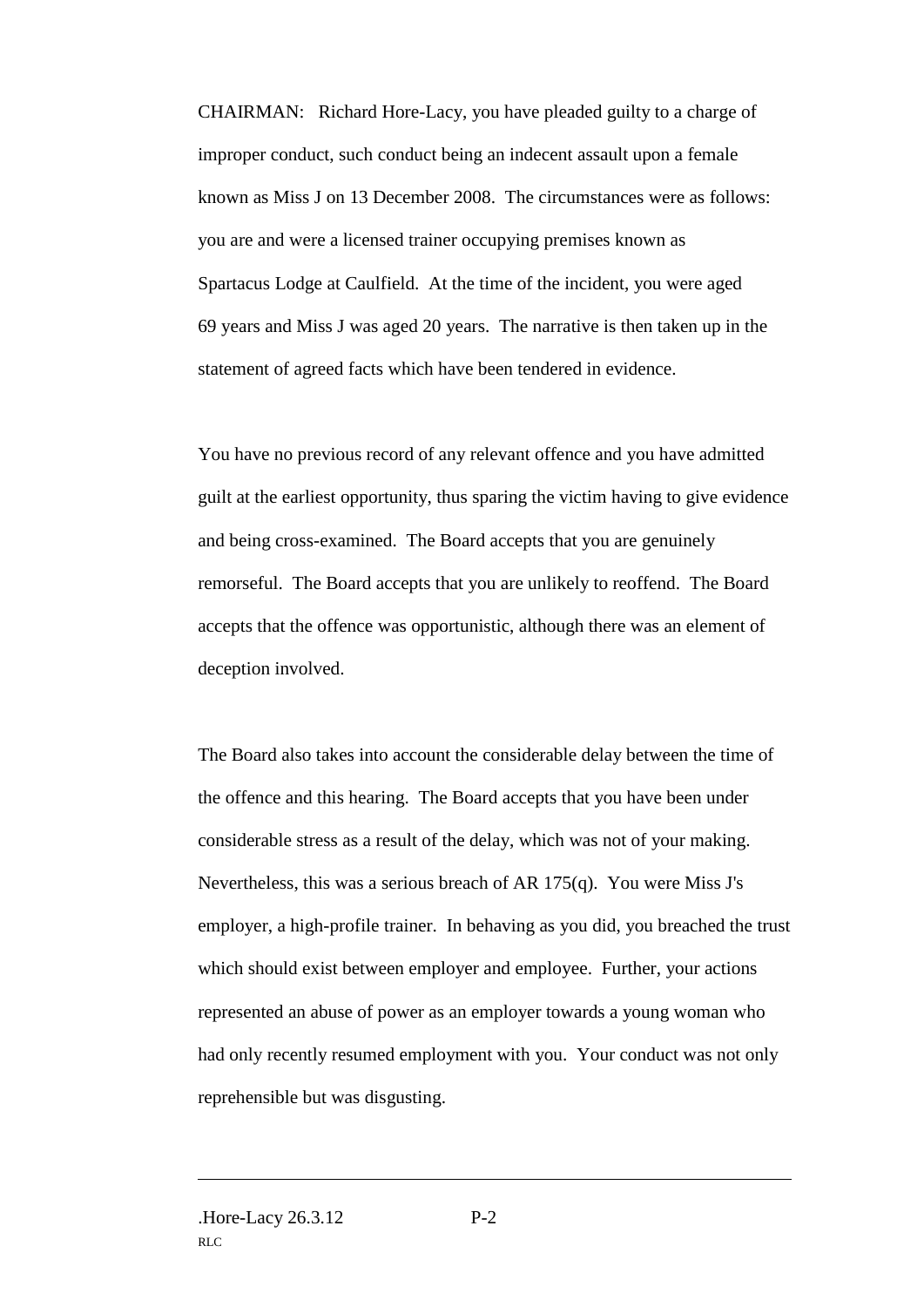CHAIRMAN: Richard Hore-Lacy, you have pleaded guilty to a charge of improper conduct, such conduct being an indecent assault upon a female known as Miss J on 13 December 2008. The circumstances were as follows: you are and were a licensed trainer occupying premises known as Spartacus Lodge at Caulfield. At the time of the incident, you were aged 69 years and Miss J was aged 20 years. The narrative is then taken up in the statement of agreed facts which have been tendered in evidence.

You have no previous record of any relevant offence and you have admitted guilt at the earliest opportunity, thus sparing the victim having to give evidence and being cross-examined. The Board accepts that you are genuinely remorseful. The Board accepts that you are unlikely to reoffend. The Board accepts that the offence was opportunistic, although there was an element of deception involved.

The Board also takes into account the considerable delay between the time of the offence and this hearing. The Board accepts that you have been under considerable stress as a result of the delay, which was not of your making. Nevertheless, this was a serious breach of AR 175(q). You were Miss J's employer, a high-profile trainer. In behaving as you did, you breached the trust which should exist between employer and employee. Further, your actions represented an abuse of power as an employer towards a young woman who had only recently resumed employment with you. Your conduct was not only reprehensible but was disgusting.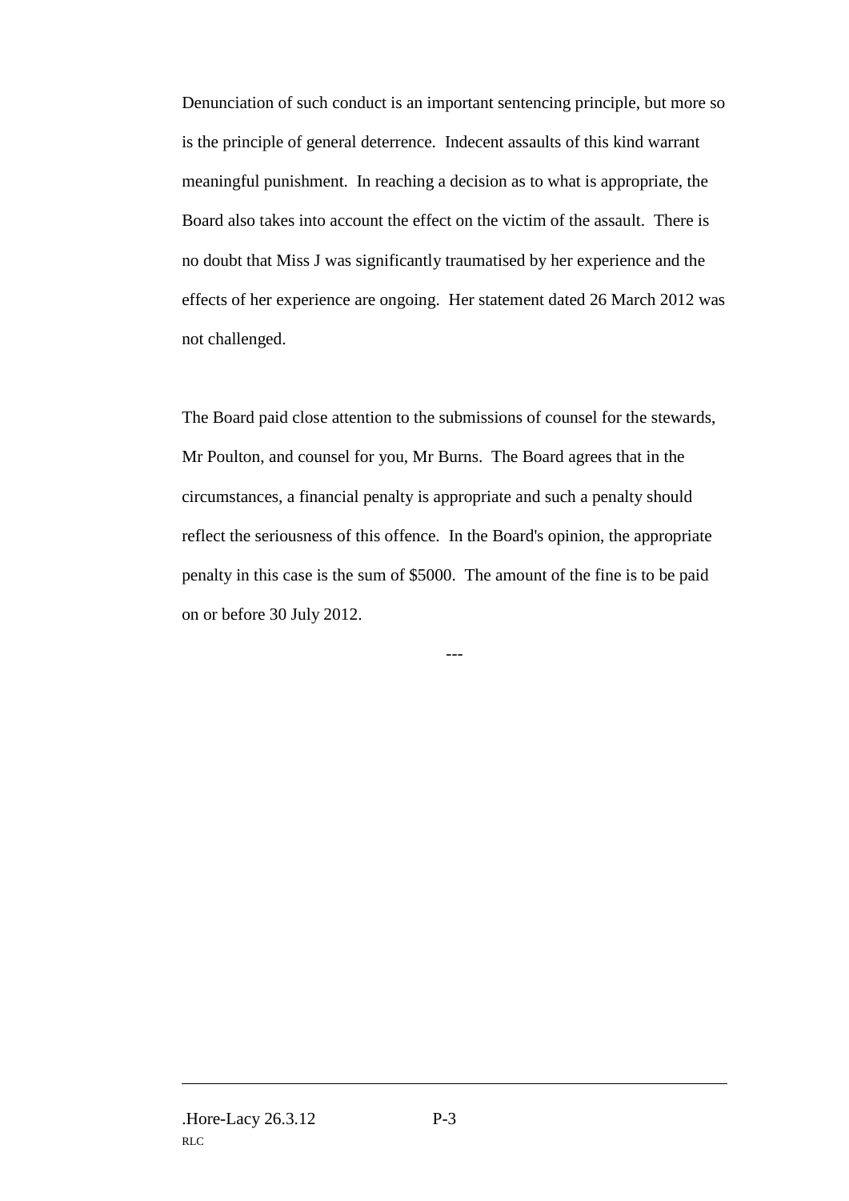Denunciation of such conduct is an important sentencing principle, but more so is the principle of general deterrence. Indecent assaults of this kind warrant meaningful punishment. In reaching a decision as to what is appropriate, the Board also takes into account the effect on the victim of the assault. There is no doubt that Miss J was significantly traumatised by her experience and the effects of her experience are ongoing. Her statement dated 26 March 2012 was not challenged.

The Board paid close attention to the submissions of counsel for the stewards, Mr Poulton, and counsel for you, Mr Burns. The Board agrees that in the circumstances, a financial penalty is appropriate and such a penalty should reflect the seriousness of this offence. In the Board's opinion, the appropriate penalty in this case is the sum of $5000. The amount of the fine is to be paid on or before 30 July 2012.

---